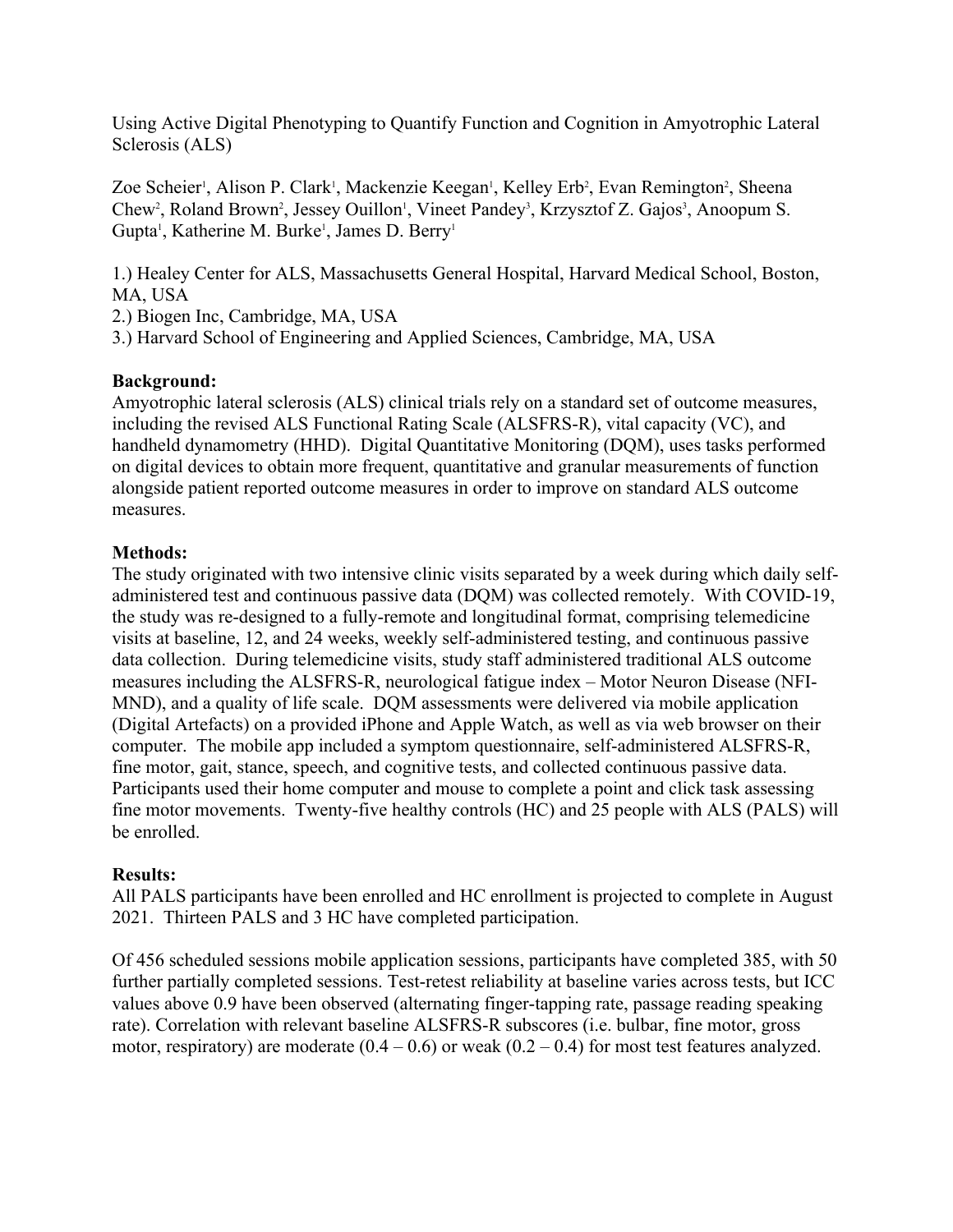Using Active Digital Phenotyping to Quantify Function and Cognition in Amyotrophic Lateral Sclerosis (ALS)

Zoe Scheier[1], Alison P. Clark[1], Mackenzie Keegan[1], Kelley Erb[2], Evan Remington[2], Sheena Chew[2], Roland Brown[2], Jessey Ouillon[1], Vineet Pandey[3], Krzysztof Z. Gajos[3], Anoopum S. Gupta[1], Katherine M. Burke[1], James D. Berry[1]

1.) Healey Center for ALS, Massachusetts General Hospital, Harvard Medical School, Boston, MA, USA
2.) Biogen Inc, Cambridge, MA, USA
3.) Harvard School of Engineering and Applied Sciences, Cambridge, MA, USA

**Background:**
Amyotrophic lateral sclerosis (ALS) clinical trials rely on a standard set of outcome measures, including the revised ALS Functional Rating Scale (ALSFRS-R), vital capacity (VC), and handheld dynamometry (HHD). Digital Quantitative Monitoring (DQM), uses tasks performed on digital devices to obtain more frequent, quantitative and granular measurements of function alongside patient reported outcome measures in order to improve on standard ALS outcome measures.

**Methods:**
The study originated with two intensive clinic visits separated by a week during which daily self-administered test and continuous passive data (DQM) was collected remotely. With COVID-19, the study was re-designed to a fully-remote and longitudinal format, comprising telemedicine visits at baseline, 12, and 24 weeks, weekly self-administered testing, and continuous passive data collection. During telemedicine visits, study staff administered traditional ALS outcome measures including the ALSFRS-R, neurological fatigue index – Motor Neuron Disease (NFI-MND), and a quality of life scale. DQM assessments were delivered via mobile application (Digital Artefacts) on a provided iPhone and Apple Watch, as well as via web browser on their computer. The mobile app included a symptom questionnaire, self-administered ALSFRS-R, fine motor, gait, stance, speech, and cognitive tests, and collected continuous passive data. Participants used their home computer and mouse to complete a point and click task assessing fine motor movements. Twenty-five healthy controls (HC) and 25 people with ALS (PALS) will be enrolled.

**Results:**
All PALS participants have been enrolled and HC enrollment is projected to complete in August 2021. Thirteen PALS and 3 HC have completed participation.

Of 456 scheduled sessions mobile application sessions, participants have completed 385, with 50 further partially completed sessions. Test-retest reliability at baseline varies across tests, but ICC values above 0.9 have been observed (alternating finger-tapping rate, passage reading speaking rate). Correlation with relevant baseline ALSFRS-R subscores (i.e. bulbar, fine motor, gross motor, respiratory) are moderate (0.4 – 0.6) or weak (0.2 – 0.4) for most test features analyzed.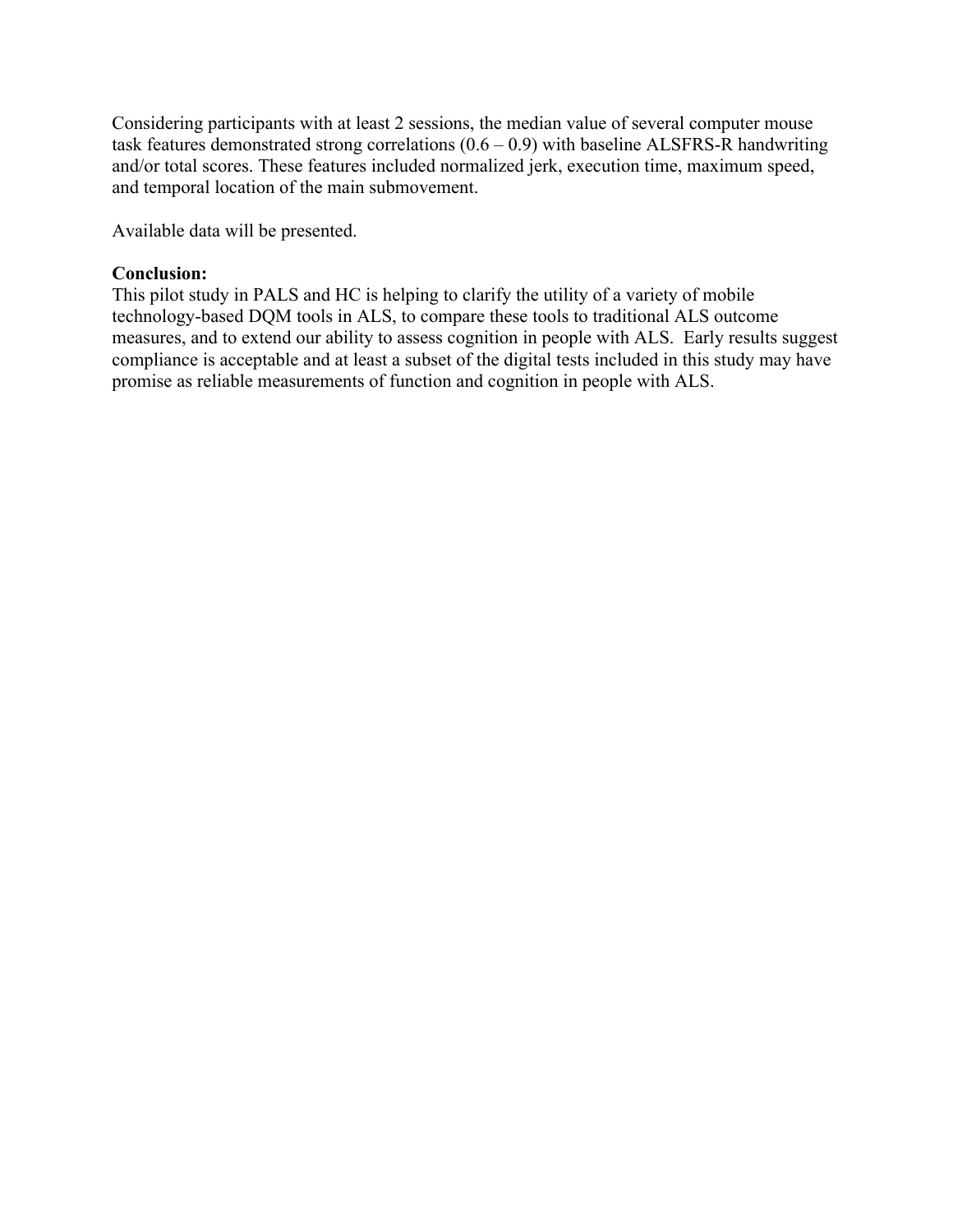Considering participants with at least 2 sessions, the median value of several computer mouse task features demonstrated strong correlations (0.6 – 0.9) with baseline ALSFRS-R handwriting and/or total scores. These features included normalized jerk, execution time, maximum speed, and temporal location of the main submovement.

Available data will be presented.

**Conclusion:**
This pilot study in PALS and HC is helping to clarify the utility of a variety of mobile technology-based DQM tools in ALS, to compare these tools to traditional ALS outcome measures, and to extend our ability to assess cognition in people with ALS. Early results suggest compliance is acceptable and at least a subset of the digital tests included in this study may have promise as reliable measurements of function and cognition in people with ALS.